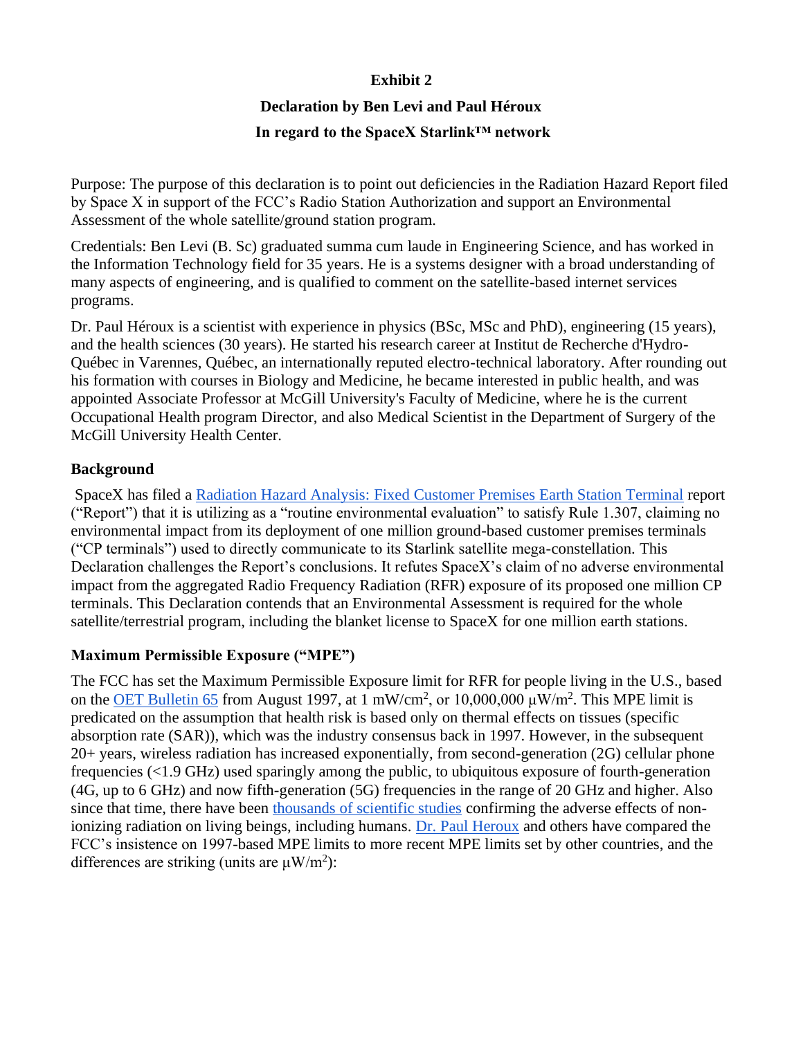**Exhibit 2**

**Declaration by Ben Levi and Paul Héroux**

**In regard to the SpaceX Starlink™ network**

Purpose: The purpose of this declaration is to point out deficiencies in the Radiation Hazard Report filed by Space X in support of the FCC's Radio Station Authorization and support an Environmental Assessment of the whole satellite/ground station program.

Credentials: Ben Levi (B. Sc) graduated summa cum laude in Engineering Science, and has worked in the Information Technology field for 35 years. He is a systems designer with a broad understanding of many aspects of engineering, and is qualified to comment on the satellite-based internet services programs.

Dr. Paul Héroux is a scientist with experience in physics (BSc, MSc and PhD), engineering (15 years), and the health sciences (30 years). He started his research career at Institut de Recherche d'Hydro-Québec in Varennes, Québec, an internationally reputed electro-technical laboratory. After rounding out his formation with courses in Biology and Medicine, he became interested in public health, and was appointed Associate Professor at McGill University's Faculty of Medicine, where he is the current Occupational Health program Director, and also Medical Scientist in the Department of Surgery of the McGill University Health Center.

## Background

SpaceX has filed a Radiation Hazard Analysis: Fixed Customer Premises Earth Station Terminal report ("Report") that it is utilizing as a "routine environmental evaluation" to satisfy Rule 1.307, claiming no environmental impact from its deployment of one million ground-based customer premises terminals ("CP terminals") used to directly communicate to its Starlink satellite mega-constellation. This Declaration challenges the Report's conclusions. It refutes SpaceX's claim of no adverse environmental impact from the aggregated Radio Frequency Radiation (RFR) exposure of its proposed one million CP terminals. This Declaration contends that an Environmental Assessment is required for the whole satellite/terrestrial program, including the blanket license to SpaceX for one million earth stations.

## Maximum Permissible Exposure ("MPE")

The FCC has set the Maximum Permissible Exposure limit for RFR for people living in the U.S., based on the OET Bulletin 65 from August 1997, at 1 $mW/cm^2$, or 10,000,000 $\mu W/m^2$. This MPE limit is predicated on the assumption that health risk is based only on thermal effects on tissues (specific absorption rate (SAR)), which was the industry consensus back in 1997. However, in the subsequent 20+ years, wireless radiation has increased exponentially, from second-generation (2G) cellular phone frequencies (<1.9 GHz) used sparingly among the public, to ubiquitous exposure of fourth-generation (4G, up to 6 GHz) and now fifth-generation (5G) frequencies in the range of 20 GHz and higher. Also since that time, there have been thousands of scientific studies confirming the adverse effects of non-ionizing radiation on living beings, including humans. Dr. Paul Heroux and others have compared the FCC's insistence on 1997-based MPE limits to more recent MPE limits set by other countries, and the differences are striking (units are $\mu W/m^2$):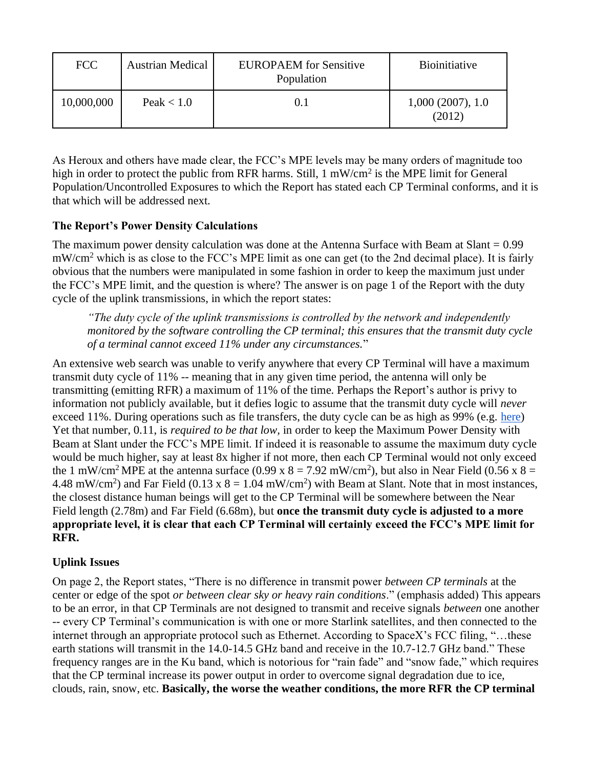| FCC | Austrian Medical | EUROPAEM for Sensitive Population | Bioinitiative |
|---|---|---|---|
| 10,000,000 | Peak < 1.0 | 0.1 | 1,000 (2007), 1.0 (2012) |

As Heroux and others have made clear, the FCC's MPE levels may be many orders of magnitude too high in order to protect the public from RFR harms. Still, 1 $mW/cm^2$ is the MPE limit for General Population/Uncontrolled Exposures to which the Report has stated each CP Terminal conforms, and it is that which will be addressed next.

### The Report's Power Density Calculations

The maximum power density calculation was done at the Antenna Surface with Beam at Slant = 0.99 $mW/cm^2$ which is as close to the FCC's MPE limit as one can get (to the 2nd decimal place). It is fairly obvious that the numbers were manipulated in some fashion in order to keep the maximum just under the FCC's MPE limit, and the question is where? The answer is on page 1 of the Report with the duty cycle of the uplink transmissions, in which the report states:

> *"The duty cycle of the uplink transmissions is controlled by the network and independently monitored by the software controlling the CP terminal; this ensures that the transmit duty cycle of a terminal cannot exceed 11% under any circumstances.*"

An extensive web search was unable to verify anywhere that every CP Terminal will have a maximum transmit duty cycle of 11% -- meaning that in any given time period, the antenna will only be transmitting (emitting RFR) a maximum of 11% of the time. Perhaps the Report's author is privy to information not publicly available, but it defies logic to assume that the transmit duty cycle will *never* exceed 11%. During operations such as file transfers, the duty cycle can be as high as 99% (e.g. here) Yet that number, 0.11, is *required to be that low,* in order to keep the Maximum Power Density with Beam at Slant under the FCC's MPE limit. If indeed it is reasonable to assume the maximum duty cycle would be much higher, say at least 8x higher if not more, then each CP Terminal would not only exceed the 1 $mW/cm^2$ MPE at the antenna surface ($0.99 \times 8 = 7.92$ $mW/cm^2$), but also in Near Field ($0.56 \times 8 = 4.48$ $mW/cm^2$) and Far Field ($0.13 \times 8 = 1.04$ $mW/cm^2$) with Beam at Slant. Note that in most instances, the closest distance human beings will get to the CP Terminal will be somewhere between the Near Field length (2.78m) and Far Field (6.68m), but **once the transmit duty cycle is adjusted to a more appropriate level, it is clear that each CP Terminal will certainly exceed the FCC's MPE limit for RFR.**

### Uplink Issues

On page 2, the Report states, "There is no difference in transmit power *between CP terminals* at the center or edge of the spot *or between clear sky or heavy rain conditions*." (emphasis added) This appears to be an error, in that CP Terminals are not designed to transmit and receive signals *between* one another -- every CP Terminal's communication is with one or more Starlink satellites, and then connected to the internet through an appropriate protocol such as Ethernet. According to SpaceX's FCC filing, "…these earth stations will transmit in the 14.0-14.5 GHz band and receive in the 10.7-12.7 GHz band." These frequency ranges are in the Ku band, which is notorious for "rain fade" and "snow fade," which requires that the CP terminal increase its power output in order to overcome signal degradation due to ice, clouds, rain, snow, etc. **Basically, the worse the weather conditions, the more RFR the CP terminal**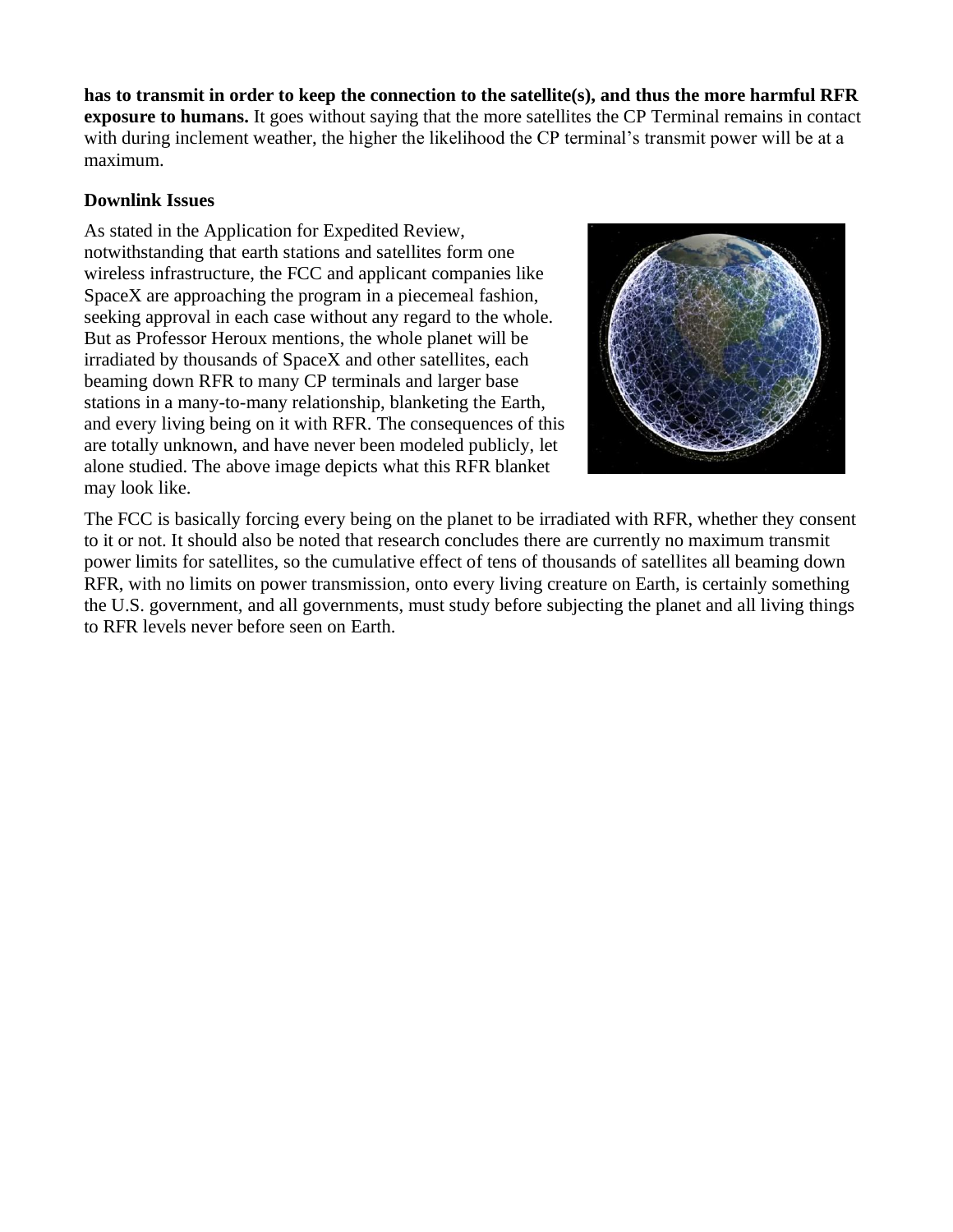**has to transmit in order to keep the connection to the satellite(s), and thus the more harmful RFR exposure to humans.** It goes without saying that the more satellites the CP Terminal remains in contact with during inclement weather, the higher the likelihood the CP terminal's transmit power will be at a maximum.

**Downlink Issues**

As stated in the Application for Expedited Review, notwithstanding that earth stations and satellites form one wireless infrastructure, the FCC and applicant companies like SpaceX are approaching the program in a piecemeal fashion, seeking approval in each case without any regard to the whole. But as Professor Heroux mentions, the whole planet will be irradiated by thousands of SpaceX and other satellites, each beaming down RFR to many CP terminals and larger base stations in a many-to-many relationship, blanketing the Earth, and every living being on it with RFR. The consequences of this are totally unknown, and have never been modeled publicly, let alone studied. The above image depicts what this RFR blanket may look like.

The FCC is basically forcing every being on the planet to be irradiated with RFR, whether they consent to it or not. It should also be noted that research concludes there are currently no maximum transmit power limits for satellites, so the cumulative effect of tens of thousands of satellites all beaming down RFR, with no limits on power transmission, onto every living creature on Earth, is certainly something the U.S. government, and all governments, must study before subjecting the planet and all living things to RFR levels never before seen on Earth.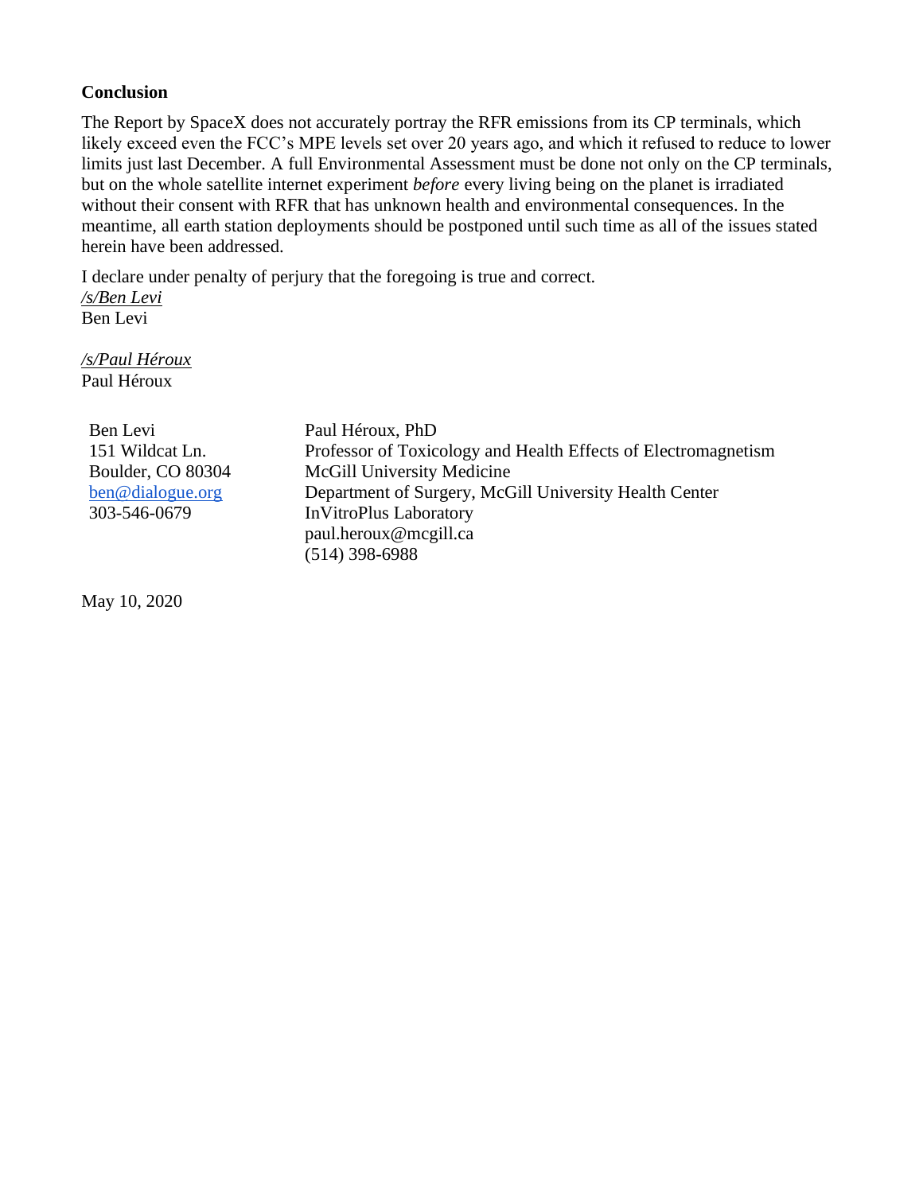**Conclusion**

The Report by SpaceX does not accurately portray the RFR emissions from its CP terminals, which likely exceed even the FCC's MPE levels set over 20 years ago, and which it refused to reduce to lower limits just last December. A full Environmental Assessment must be done not only on the CP terminals, but on the whole satellite internet experiment *before* every living being on the planet is irradiated without their consent with RFR that has unknown health and environmental consequences. In the meantime, all earth station deployments should be postponed until such time as all of the issues stated herein have been addressed.

I declare under penalty of perjury that the foregoing is true and correct.

*/s/Ben Levi*
Ben Levi

*/s/Paul Héroux*
Paul Héroux

| | |
|---|---|
| Ben Levi | Paul Héroux, PhD |
| 151 Wildcat Ln. | Professor of Toxicology and Health Effects of Electromagnetism |
| Boulder, CO 80304 | McGill University Medicine |
| ben@dialogue.org | Department of Surgery, McGill University Health Center |
| 303-546-0679 | InVitroPlus Laboratory |
| | paul.heroux@mcgill.ca |
| | (514) 398-6988 |

May 10, 2020